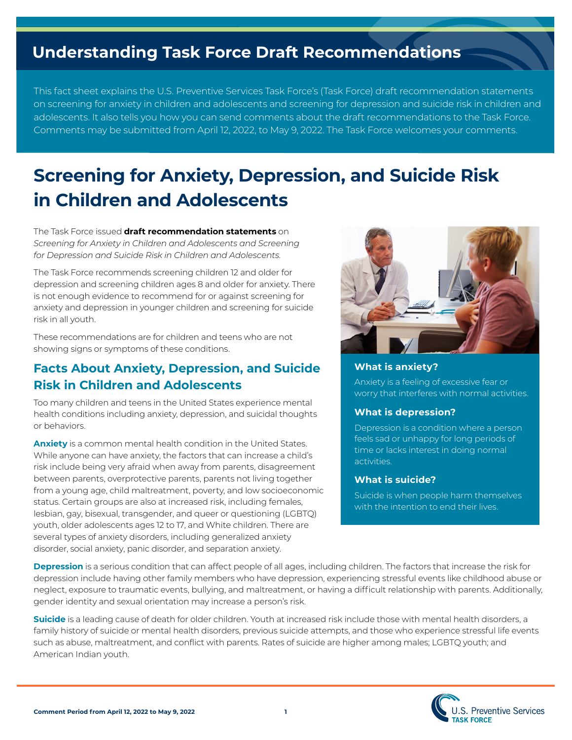# Understanding Task Force Draft Recommendations

This fact sheet explains the U.S. Preventive Services Task Force's (Task Force) draft recommendation statements on screening for anxiety in children and adolescents and screening for depression and suicide risk in children and adolescents. It also tells you how you can send comments about the draft recommendations to the Task Force. Comments may be submitted from April 12, 2022, to May 9, 2022. The Task Force welcomes your comments.

# Screening for Anxiety, Depression, and Suicide Risk in Children and Adolescents

The Task Force issued **draft recommendation statements** on *Screening for Anxiety in Children and Adolescents and Screening for Depression and Suicide Risk in Children and Adolescents.*

The Task Force recommends screening children 12 and older for depression and screening children ages 8 and older for anxiety. There is not enough evidence to recommend for or against screening for anxiety and depression in younger children and screening for suicide risk in all youth.

These recommendations are for children and teens who are not showing signs or symptoms of these conditions.

### What is anxiety?

Anxiety is a feeling of excessive fear or worry that interferes with normal activities.

### What is depression?

Depression is a condition where a person feels sad or unhappy for long periods of time or lacks interest in doing normal activities.

### What is suicide?

Suicide is when people harm themselves with the intention to end their lives.

## Facts About Anxiety, Depression, and Suicide Risk in Children and Adolescents

Too many children and teens in the United States experience mental health conditions including anxiety, depression, and suicidal thoughts or behaviors.

**Anxiety** is a common mental health condition in the United States. While anyone can have anxiety, the factors that can increase a child's risk include being very afraid when away from parents, disagreement between parents, overprotective parents, parents not living together from a young age, child maltreatment, poverty, and low socioeconomic status. Certain groups are also at increased risk, including females, lesbian, gay, bisexual, transgender, and queer or questioning (LGBTQ) youth, older adolescents ages 12 to 17, and White children. There are several types of anxiety disorders, including generalized anxiety disorder, social anxiety, panic disorder, and separation anxiety.

**Depression** is a serious condition that can affect people of all ages, including children. The factors that increase the risk for depression include having other family members who have depression, experiencing stressful events like childhood abuse or neglect, exposure to traumatic events, bullying, and maltreatment, or having a difficult relationship with parents. Additionally, gender identity and sexual orientation may increase a person's risk.

**Suicide** is a leading cause of death for older children. Youth at increased risk include those with mental health disorders, a family history of suicide or mental health disorders, previous suicide attempts, and those who experience stressful life events such as abuse, maltreatment, and conflict with parents. Rates of suicide are higher among males; LGBTQ youth; and American Indian youth.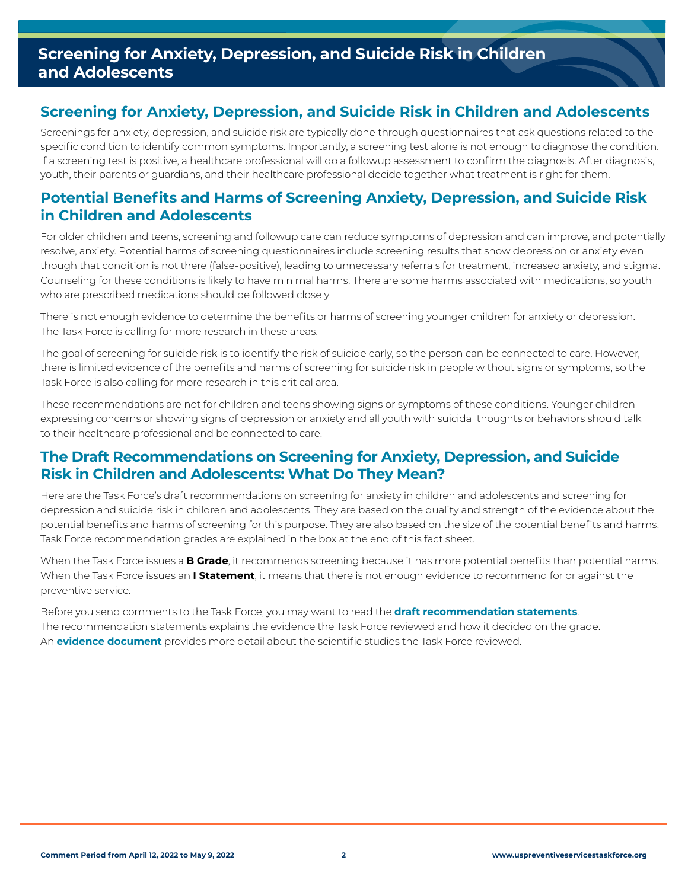## Screening for Anxiety, Depression, and Suicide Risk in Children and Adolescents

Screenings for anxiety, depression, and suicide risk are typically done through questionnaires that ask questions related to the specific condition to identify common symptoms. Importantly, a screening test alone is not enough to diagnose the condition. If a screening test is positive, a healthcare professional will do a followup assessment to confirm the diagnosis. After diagnosis, youth, their parents or guardians, and their healthcare professional decide together what treatment is right for them.

## Potential Benefits and Harms of Screening Anxiety, Depression, and Suicide Risk in Children and Adolescents

For older children and teens, screening and followup care can reduce symptoms of depression and can improve, and potentially resolve, anxiety. Potential harms of screening questionnaires include screening results that show depression or anxiety even though that condition is not there (false-positive), leading to unnecessary referrals for treatment, increased anxiety, and stigma. Counseling for these conditions is likely to have minimal harms. There are some harms associated with medications, so youth who are prescribed medications should be followed closely.

There is not enough evidence to determine the benefits or harms of screening younger children for anxiety or depression. The Task Force is calling for more research in these areas.

The goal of screening for suicide risk is to identify the risk of suicide early, so the person can be connected to care. However, there is limited evidence of the benefits and harms of screening for suicide risk in people without signs or symptoms, so the Task Force is also calling for more research in this critical area.

These recommendations are not for children and teens showing signs or symptoms of these conditions. Younger children expressing concerns or showing signs of depression or anxiety and all youth with suicidal thoughts or behaviors should talk to their healthcare professional and be connected to care.

## The Draft Recommendations on Screening for Anxiety, Depression, and Suicide Risk in Children and Adolescents: What Do They Mean?

Here are the Task Force's draft recommendations on screening for anxiety in children and adolescents and screening for depression and suicide risk in children and adolescents. They are based on the quality and strength of the evidence about the potential benefits and harms of screening for this purpose. They are also based on the size of the potential benefits and harms. Task Force recommendation grades are explained in the box at the end of this fact sheet.

When the Task Force issues a **B Grade**, it recommends screening because it has more potential benefits than potential harms. When the Task Force issues an **I Statement**, it means that there is not enough evidence to recommend for or against the preventive service.

Before you send comments to the Task Force, you may want to read the **draft recommendation statements**. The recommendation statements explains the evidence the Task Force reviewed and how it decided on the grade. An **evidence document** provides more detail about the scientific studies the Task Force reviewed.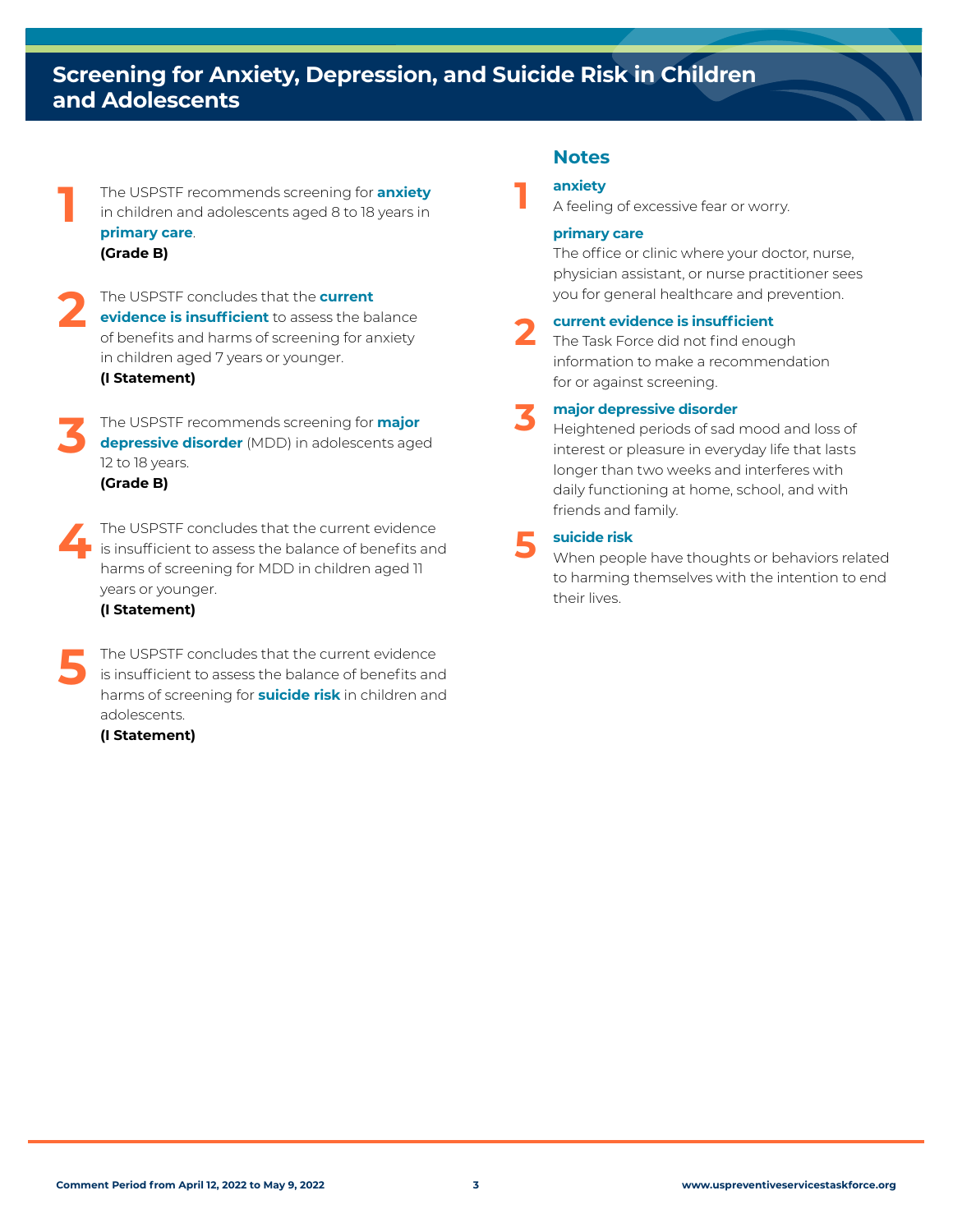# Screening for Anxiety, Depression, and Suicide Risk in Children and Adolescents

**1** The USPSTF recommends screening for **anxiety** in children and adolescents aged 8 to 18 years in **primary care**.
**(Grade B)**

**2** The USPSTF concludes that the **current evidence is insufficient** to assess the balance of benefits and harms of screening for anxiety in children aged 7 years or younger.
**(I Statement)**

**3** The USPSTF recommends screening for **major depressive disorder** (MDD) in adolescents aged 12 to 18 years.
**(Grade B)**

**4** The USPSTF concludes that the current evidence is insufficient to assess the balance of benefits and harms of screening for MDD in children aged 11 years or younger.
**(I Statement)**

**5** The USPSTF concludes that the current evidence is insufficient to assess the balance of benefits and harms of screening for **suicide risk** in children and adolescents.
**(I Statement)**

## Notes

**1**

**anxiety**
A feeling of excessive fear or worry.

**primary care**
The office or clinic where your doctor, nurse, physician assistant, or nurse practitioner sees you for general healthcare and prevention.

**2**

**current evidence is insufficient**
The Task Force did not find enough information to make a recommendation for or against screening.

**3**

**major depressive disorder**
Heightened periods of sad mood and loss of interest or pleasure in everyday life that lasts longer than two weeks and interferes with daily functioning at home, school, and with friends and family.

**5**

**suicide risk**
When people have thoughts or behaviors related to harming themselves with the intention to end their lives.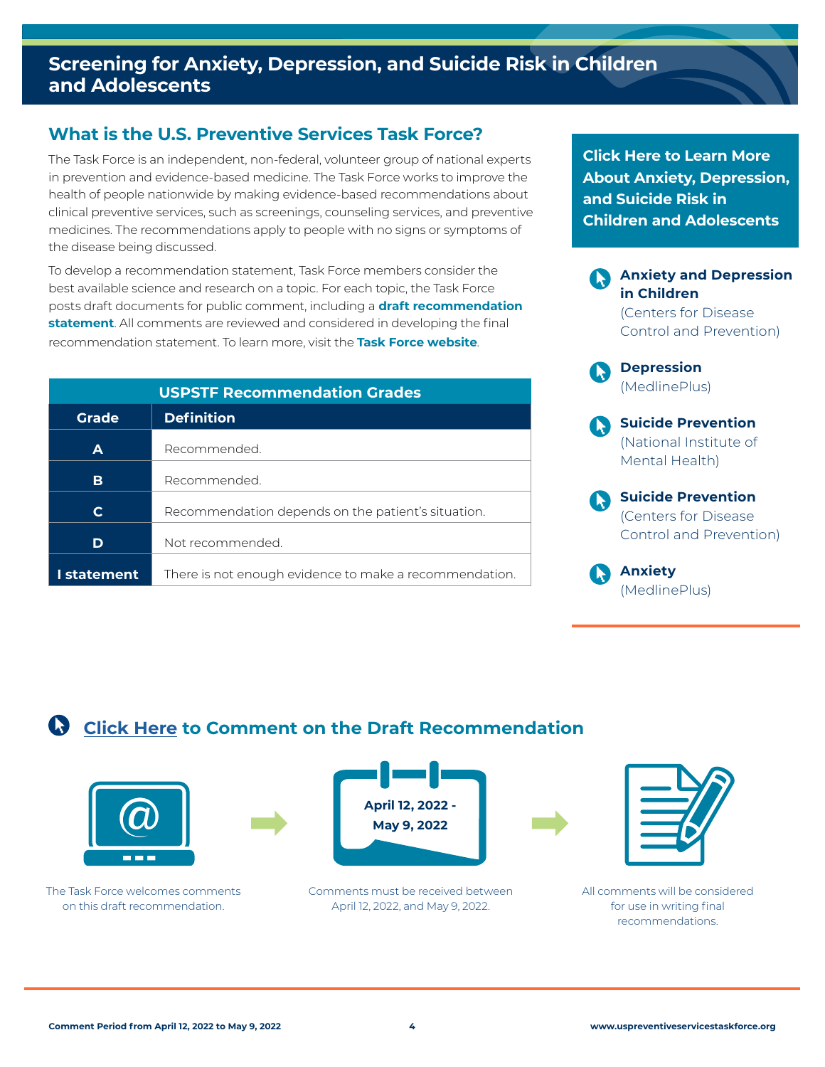# Screening for Anxiety, Depression, and Suicide Risk in Children and Adolescents

## What is the U.S. Preventive Services Task Force?

The Task Force is an independent, non-federal, volunteer group of national experts in prevention and evidence-based medicine. The Task Force works to improve the health of people nationwide by making evidence-based recommendations about clinical preventive services, such as screenings, counseling services, and preventive medicines. The recommendations apply to people with no signs or symptoms of the disease being discussed.

To develop a recommendation statement, Task Force members consider the best available science and research on a topic. For each topic, the Task Force posts draft documents for public comment, including a **draft recommendation statement**. All comments are reviewed and considered in developing the final recommendation statement. To learn more, visit the **Task Force website**.

**USPSTF Recommendation Grades**

| Grade | Definition |
|---|---|
| A | Recommended. |
| B | Recommended. |
| C | Recommendation depends on the patient's situation. |
| D | Not recommended. |
| I statement | There is not enough evidence to make a recommendation. |

### Click Here to Learn More About Anxiety, Depression, and Suicide Risk in Children and Adolescents

- **Anxiety and Depression in Children** (Centers for Disease Control and Prevention)
- **Depression** (MedlinePlus)
- **Suicide Prevention** (National Institute of Mental Health)
- **Suicide Prevention** (Centers for Disease Control and Prevention)
- **Anxiety** (MedlinePlus)

## Click Here to Comment on the Draft Recommendation

The Task Force welcomes comments on this draft recommendation.

April 12, 2022 - May 9, 2022

Comments must be received between April 12, 2022, and May 9, 2022.

All comments will be considered for use in writing final recommendations.